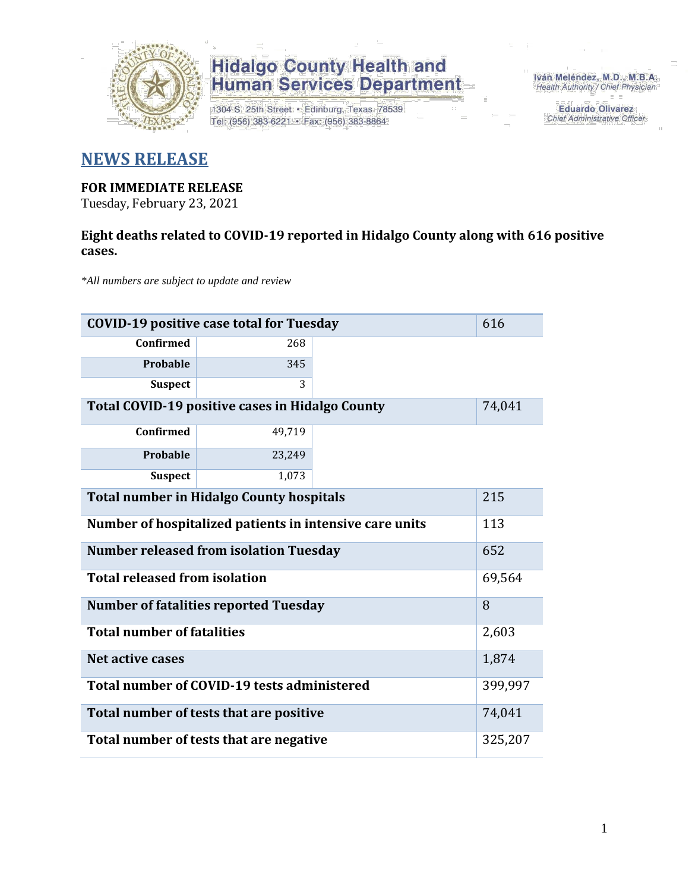Hidalgo County Health and Human Services Department

1304 S. 25th Street • Edinburg, Texas 78539
Tel: (956) 383-6221 • Fax: (956) 383-8864

Iván Meléndez, M.D., M.B.A.
Health Authority / Chief Physician

Eduardo Olivarez
Chief Administrative Officer

# NEWS RELEASE

**FOR IMMEDIATE RELEASE**
Tuesday, February 23, 2021

**Eight deaths related to COVID-19 reported in Hidalgo County along with 616 positive cases.**

*\*All numbers are subject to update and review*

| COVID-19 positive case total for Tuesday | | 616 |
|---|---|---|
| Confirmed | 268 | |
| Probable | 345 | |
| Suspect | 3 | |
| **Total COVID-19 positive cases in Hidalgo County** | | 74,041 |
| Confirmed | 49,719 | |
| Probable | 23,249 | |
| Suspect | 1,073 | |
| **Total number in Hidalgo County hospitals** | | 215 |
| **Number of hospitalized patients in intensive care units** | | 113 |
| **Number released from isolation Tuesday** | | 652 |
| **Total released from isolation** | | 69,564 |
| **Number of fatalities reported Tuesday** | | 8 |
| **Total number of fatalities** | | 2,603 |
| **Net active cases** | | 1,874 |
| **Total number of COVID-19 tests administered** | | 399,997 |
| **Total number of tests that are positive** | | 74,041 |
| **Total number of tests that are negative** | | 325,207 |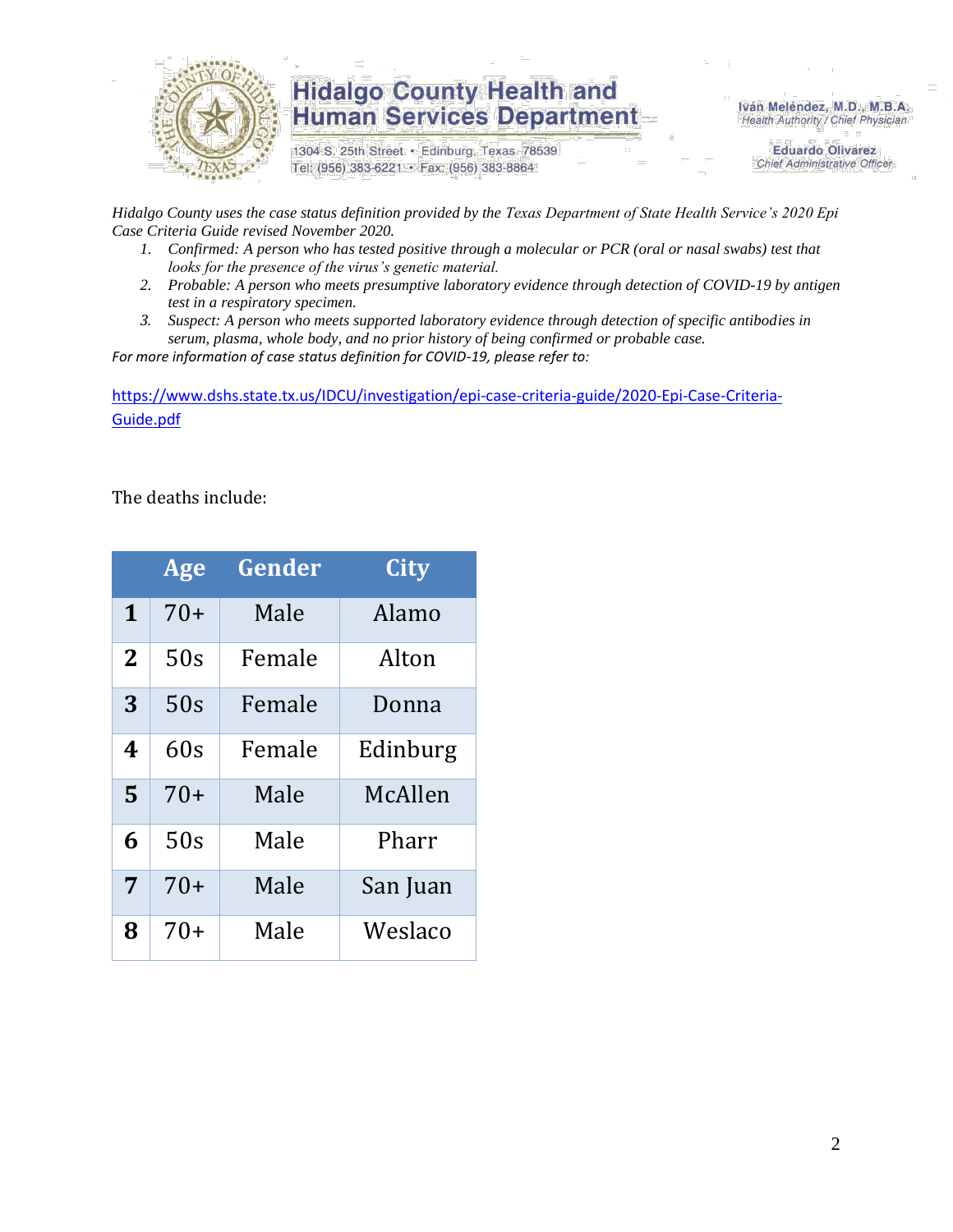*Hidalgo County uses the case status definition provided by the Texas Department of State Health Service's 2020 Epi Case Criteria Guide revised November 2020.*

1. *Confirmed: A person who has tested positive through a molecular or PCR (oral or nasal swabs) test that looks for the presence of the virus's genetic material.*
2. *Probable: A person who meets presumptive laboratory evidence through detection of COVID-19 by antigen test in a respiratory specimen.*
3. *Suspect: A person who meets supported laboratory evidence through detection of specific antibodies in serum, plasma, whole body, and no prior history of being confirmed or probable case.*

*For more information of case status definition for COVID-19, please refer to:*

https://www.dshs.state.tx.us/IDCU/investigation/epi-case-criteria-guide/2020-Epi-Case-Criteria-Guide.pdf

The deaths include:

| | Age | Gender | City |
|---|---|---|---|
| **1** | 70+ | Male | Alamo |
| **2** | 50s | Female | Alton |
| **3** | 50s | Female | Donna |
| **4** | 60s | Female | Edinburg |
| **5** | 70+ | Male | McAllen |
| **6** | 50s | Male | Pharr |
| **7** | 70+ | Male | San Juan |
| **8** | 70+ | Male | Weslaco |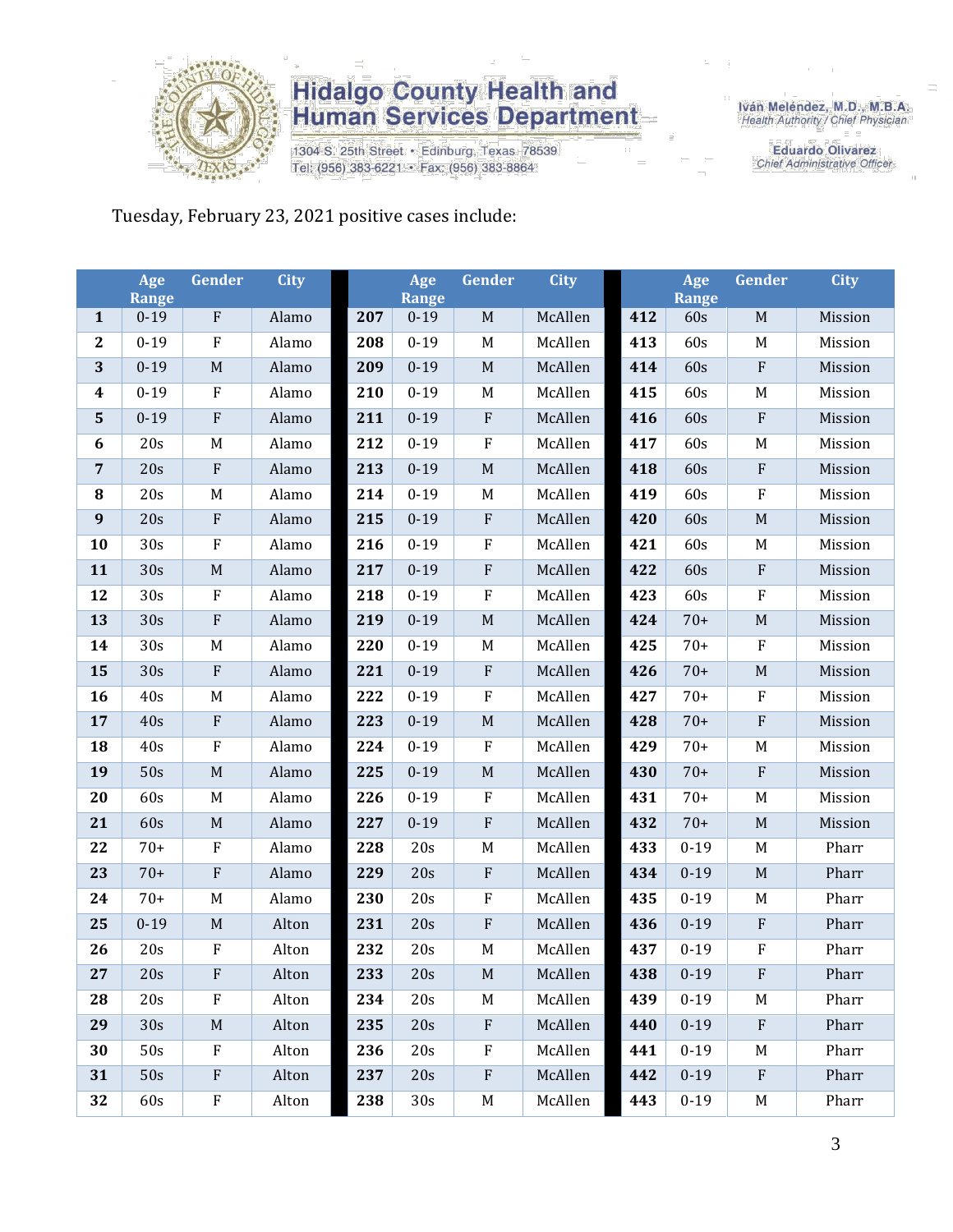Tuesday, February 23, 2021 positive cases include:

| | Age Range | Gender | City | | Age Range | Gender | City | | Age Range | Gender | City |
|---|---|---|---|---|---|---|---|---|---|---|---|
| **1** | 0-19 | F | Alamo | **207** | 0-19 | M | McAllen | **412** | 60s | M | Mission |
| **2** | 0-19 | F | Alamo | **208** | 0-19 | M | McAllen | **413** | 60s | M | Mission |
| **3** | 0-19 | M | Alamo | **209** | 0-19 | M | McAllen | **414** | 60s | F | Mission |
| **4** | 0-19 | F | Alamo | **210** | 0-19 | M | McAllen | **415** | 60s | M | Mission |
| **5** | 0-19 | F | Alamo | **211** | 0-19 | F | McAllen | **416** | 60s | F | Mission |
| **6** | 20s | M | Alamo | **212** | 0-19 | F | McAllen | **417** | 60s | M | Mission |
| **7** | 20s | F | Alamo | **213** | 0-19 | M | McAllen | **418** | 60s | F | Mission |
| **8** | 20s | M | Alamo | **214** | 0-19 | M | McAllen | **419** | 60s | F | Mission |
| **9** | 20s | F | Alamo | **215** | 0-19 | F | McAllen | **420** | 60s | M | Mission |
| **10** | 30s | F | Alamo | **216** | 0-19 | F | McAllen | **421** | 60s | M | Mission |
| **11** | 30s | M | Alamo | **217** | 0-19 | F | McAllen | **422** | 60s | F | Mission |
| **12** | 30s | F | Alamo | **218** | 0-19 | F | McAllen | **423** | 60s | F | Mission |
| **13** | 30s | F | Alamo | **219** | 0-19 | M | McAllen | **424** | 70+ | M | Mission |
| **14** | 30s | M | Alamo | **220** | 0-19 | M | McAllen | **425** | 70+ | F | Mission |
| **15** | 30s | F | Alamo | **221** | 0-19 | F | McAllen | **426** | 70+ | M | Mission |
| **16** | 40s | M | Alamo | **222** | 0-19 | F | McAllen | **427** | 70+ | F | Mission |
| **17** | 40s | F | Alamo | **223** | 0-19 | M | McAllen | **428** | 70+ | F | Mission |
| **18** | 40s | F | Alamo | **224** | 0-19 | F | McAllen | **429** | 70+ | M | Mission |
| **19** | 50s | M | Alamo | **225** | 0-19 | M | McAllen | **430** | 70+ | F | Mission |
| **20** | 60s | M | Alamo | **226** | 0-19 | F | McAllen | **431** | 70+ | M | Mission |
| **21** | 60s | M | Alamo | **227** | 0-19 | F | McAllen | **432** | 70+ | M | Mission |
| **22** | 70+ | F | Alamo | **228** | 20s | M | McAllen | **433** | 0-19 | M | Pharr |
| **23** | 70+ | F | Alamo | **229** | 20s | F | McAllen | **434** | 0-19 | M | Pharr |
| **24** | 70+ | M | Alamo | **230** | 20s | F | McAllen | **435** | 0-19 | M | Pharr |
| **25** | 0-19 | M | Alton | **231** | 20s | F | McAllen | **436** | 0-19 | F | Pharr |
| **26** | 20s | F | Alton | **232** | 20s | M | McAllen | **437** | 0-19 | F | Pharr |
| **27** | 20s | F | Alton | **233** | 20s | M | McAllen | **438** | 0-19 | F | Pharr |
| **28** | 20s | F | Alton | **234** | 20s | M | McAllen | **439** | 0-19 | M | Pharr |
| **29** | 30s | M | Alton | **235** | 20s | F | McAllen | **440** | 0-19 | F | Pharr |
| **30** | 50s | F | Alton | **236** | 20s | F | McAllen | **441** | 0-19 | M | Pharr |
| **31** | 50s | F | Alton | **237** | 20s | F | McAllen | **442** | 0-19 | F | Pharr |
| **32** | 60s | F | Alton | **238** | 30s | M | McAllen | **443** | 0-19 | M | Pharr |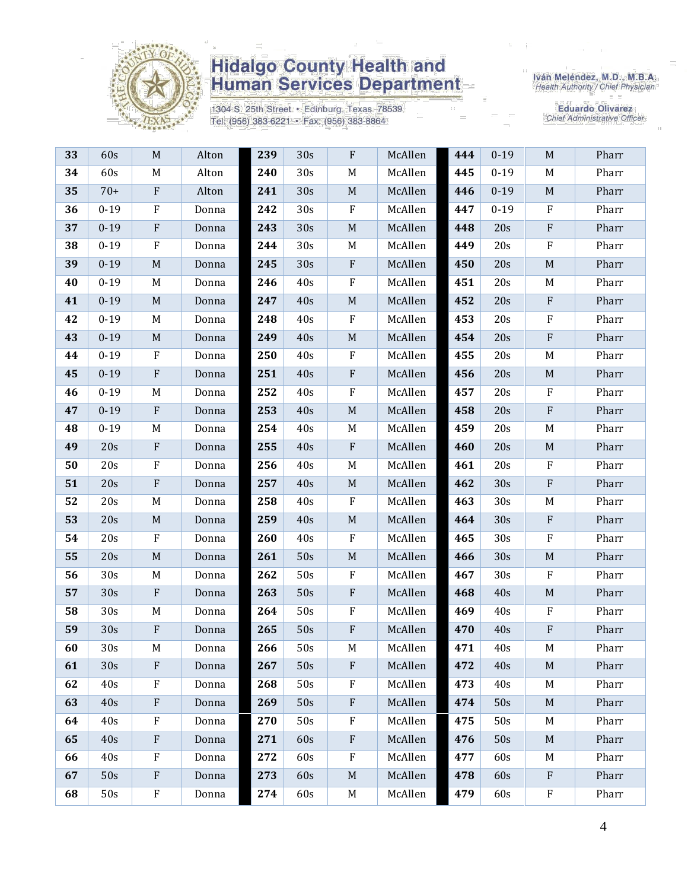| 33 | 60s | M | Alton | 239 | 30s | F | McAllen | 444 | 0-19 | M | Pharr |
|---|---|---|---|---|---|---|---|---|---|---|---|
| 34 | 60s | M | Alton | 240 | 30s | M | McAllen | 445 | 0-19 | M | Pharr |
| 35 | 70+ | F | Alton | 241 | 30s | M | McAllen | 446 | 0-19 | M | Pharr |
| 36 | 0-19 | F | Donna | 242 | 30s | F | McAllen | 447 | 0-19 | F | Pharr |
| 37 | 0-19 | F | Donna | 243 | 30s | M | McAllen | 448 | 20s | F | Pharr |
| 38 | 0-19 | F | Donna | 244 | 30s | M | McAllen | 449 | 20s | F | Pharr |
| 39 | 0-19 | M | Donna | 245 | 30s | F | McAllen | 450 | 20s | M | Pharr |
| 40 | 0-19 | M | Donna | 246 | 40s | F | McAllen | 451 | 20s | M | Pharr |
| 41 | 0-19 | M | Donna | 247 | 40s | M | McAllen | 452 | 20s | F | Pharr |
| 42 | 0-19 | M | Donna | 248 | 40s | F | McAllen | 453 | 20s | F | Pharr |
| 43 | 0-19 | M | Donna | 249 | 40s | M | McAllen | 454 | 20s | F | Pharr |
| 44 | 0-19 | F | Donna | 250 | 40s | F | McAllen | 455 | 20s | M | Pharr |
| 45 | 0-19 | F | Donna | 251 | 40s | F | McAllen | 456 | 20s | M | Pharr |
| 46 | 0-19 | M | Donna | 252 | 40s | F | McAllen | 457 | 20s | F | Pharr |
| 47 | 0-19 | F | Donna | 253 | 40s | M | McAllen | 458 | 20s | F | Pharr |
| 48 | 0-19 | M | Donna | 254 | 40s | M | McAllen | 459 | 20s | M | Pharr |
| 49 | 20s | F | Donna | 255 | 40s | F | McAllen | 460 | 20s | M | Pharr |
| 50 | 20s | F | Donna | 256 | 40s | M | McAllen | 461 | 20s | F | Pharr |
| 51 | 20s | F | Donna | 257 | 40s | M | McAllen | 462 | 30s | F | Pharr |
| 52 | 20s | M | Donna | 258 | 40s | F | McAllen | 463 | 30s | M | Pharr |
| 53 | 20s | M | Donna | 259 | 40s | M | McAllen | 464 | 30s | F | Pharr |
| 54 | 20s | F | Donna | 260 | 40s | F | McAllen | 465 | 30s | F | Pharr |
| 55 | 20s | M | Donna | 261 | 50s | M | McAllen | 466 | 30s | M | Pharr |
| 56 | 30s | M | Donna | 262 | 50s | F | McAllen | 467 | 30s | F | Pharr |
| 57 | 30s | F | Donna | 263 | 50s | F | McAllen | 468 | 40s | M | Pharr |
| 58 | 30s | M | Donna | 264 | 50s | F | McAllen | 469 | 40s | F | Pharr |
| 59 | 30s | F | Donna | 265 | 50s | F | McAllen | 470 | 40s | F | Pharr |
| 60 | 30s | M | Donna | 266 | 50s | M | McAllen | 471 | 40s | M | Pharr |
| 61 | 30s | F | Donna | 267 | 50s | F | McAllen | 472 | 40s | M | Pharr |
| 62 | 40s | F | Donna | 268 | 50s | F | McAllen | 473 | 40s | M | Pharr |
| 63 | 40s | F | Donna | 269 | 50s | F | McAllen | 474 | 50s | M | Pharr |
| 64 | 40s | F | Donna | 270 | 50s | F | McAllen | 475 | 50s | M | Pharr |
| 65 | 40s | F | Donna | 271 | 60s | F | McAllen | 476 | 50s | M | Pharr |
| 66 | 40s | F | Donna | 272 | 60s | F | McAllen | 477 | 60s | M | Pharr |
| 67 | 50s | F | Donna | 273 | 60s | M | McAllen | 478 | 60s | F | Pharr |
| 68 | 50s | F | Donna | 274 | 60s | M | McAllen | 479 | 60s | F | Pharr |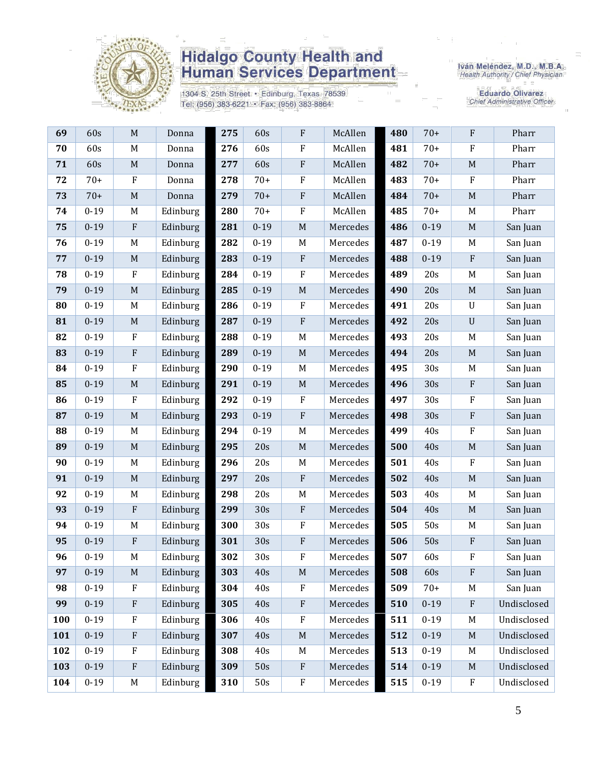| 69 | 60s | M | Donna | 275 | 60s | F | McAllen | 480 | 70+ | F | Pharr |
|---|---|---|---|---|---|---|---|---|---|---|---|
| 70 | 60s | M | Donna | 276 | 60s | F | McAllen | 481 | 70+ | F | Pharr |
| 71 | 60s | M | Donna | 277 | 60s | F | McAllen | 482 | 70+ | M | Pharr |
| 72 | 70+ | F | Donna | 278 | 70+ | F | McAllen | 483 | 70+ | F | Pharr |
| 73 | 70+ | M | Donna | 279 | 70+ | F | McAllen | 484 | 70+ | M | Pharr |
| 74 | 0-19 | M | Edinburg | 280 | 70+ | F | McAllen | 485 | 70+ | M | Pharr |
| 75 | 0-19 | F | Edinburg | 281 | 0-19 | M | Mercedes | 486 | 0-19 | M | San Juan |
| 76 | 0-19 | M | Edinburg | 282 | 0-19 | M | Mercedes | 487 | 0-19 | M | San Juan |
| 77 | 0-19 | M | Edinburg | 283 | 0-19 | F | Mercedes | 488 | 0-19 | F | San Juan |
| 78 | 0-19 | F | Edinburg | 284 | 0-19 | F | Mercedes | 489 | 20s | M | San Juan |
| 79 | 0-19 | M | Edinburg | 285 | 0-19 | M | Mercedes | 490 | 20s | M | San Juan |
| 80 | 0-19 | M | Edinburg | 286 | 0-19 | F | Mercedes | 491 | 20s | U | San Juan |
| 81 | 0-19 | M | Edinburg | 287 | 0-19 | F | Mercedes | 492 | 20s | U | San Juan |
| 82 | 0-19 | F | Edinburg | 288 | 0-19 | M | Mercedes | 493 | 20s | M | San Juan |
| 83 | 0-19 | F | Edinburg | 289 | 0-19 | M | Mercedes | 494 | 20s | M | San Juan |
| 84 | 0-19 | F | Edinburg | 290 | 0-19 | M | Mercedes | 495 | 30s | M | San Juan |
| 85 | 0-19 | M | Edinburg | 291 | 0-19 | M | Mercedes | 496 | 30s | F | San Juan |
| 86 | 0-19 | F | Edinburg | 292 | 0-19 | F | Mercedes | 497 | 30s | F | San Juan |
| 87 | 0-19 | M | Edinburg | 293 | 0-19 | F | Mercedes | 498 | 30s | F | San Juan |
| 88 | 0-19 | M | Edinburg | 294 | 0-19 | M | Mercedes | 499 | 40s | F | San Juan |
| 89 | 0-19 | M | Edinburg | 295 | 20s | M | Mercedes | 500 | 40s | M | San Juan |
| 90 | 0-19 | M | Edinburg | 296 | 20s | M | Mercedes | 501 | 40s | F | San Juan |
| 91 | 0-19 | M | Edinburg | 297 | 20s | F | Mercedes | 502 | 40s | M | San Juan |
| 92 | 0-19 | M | Edinburg | 298 | 20s | M | Mercedes | 503 | 40s | M | San Juan |
| 93 | 0-19 | F | Edinburg | 299 | 30s | F | Mercedes | 504 | 40s | M | San Juan |
| 94 | 0-19 | M | Edinburg | 300 | 30s | F | Mercedes | 505 | 50s | M | San Juan |
| 95 | 0-19 | F | Edinburg | 301 | 30s | F | Mercedes | 506 | 50s | F | San Juan |
| 96 | 0-19 | M | Edinburg | 302 | 30s | F | Mercedes | 507 | 60s | F | San Juan |
| 97 | 0-19 | M | Edinburg | 303 | 40s | M | Mercedes | 508 | 60s | F | San Juan |
| 98 | 0-19 | F | Edinburg | 304 | 40s | F | Mercedes | 509 | 70+ | M | San Juan |
| 99 | 0-19 | F | Edinburg | 305 | 40s | F | Mercedes | 510 | 0-19 | F | Undisclosed |
| 100 | 0-19 | F | Edinburg | 306 | 40s | F | Mercedes | 511 | 0-19 | M | Undisclosed |
| 101 | 0-19 | F | Edinburg | 307 | 40s | M | Mercedes | 512 | 0-19 | M | Undisclosed |
| 102 | 0-19 | F | Edinburg | 308 | 40s | M | Mercedes | 513 | 0-19 | M | Undisclosed |
| 103 | 0-19 | F | Edinburg | 309 | 50s | F | Mercedes | 514 | 0-19 | M | Undisclosed |
| 104 | 0-19 | M | Edinburg | 310 | 50s | F | Mercedes | 515 | 0-19 | F | Undisclosed |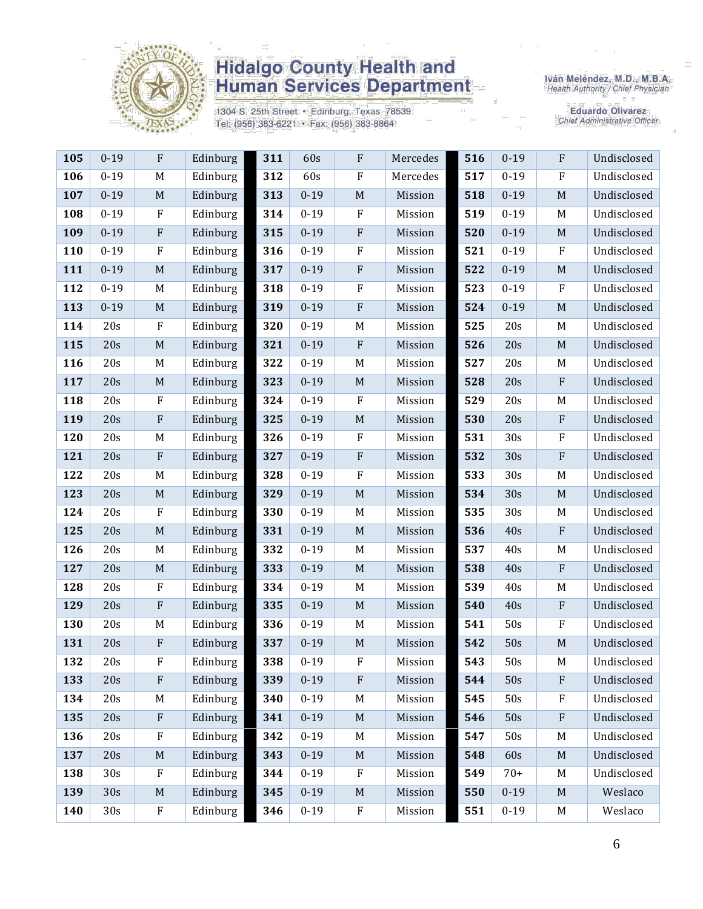Hidalgo County Health and Human Services Department

1304 S. 25th Street • Edinburg, Texas 78539
Tel: (956) 383-6221 • Fax: (956) 383-8864

Iván Meléndez, M.D., M.B.A.
*Health Authority / Chief Physician*

Eduardo Olivarez
*Chief Administrative Officer*

| | | | | | | | | | | | |
|---|---|---|---|---|---|---|---|---|---|---|---|
| **105** | 0-19 | F | Edinburg | **311** | 60s | F | Mercedes | **516** | 0-19 | F | Undisclosed |
| **106** | 0-19 | M | Edinburg | **312** | 60s | F | Mercedes | **517** | 0-19 | F | Undisclosed |
| **107** | 0-19 | M | Edinburg | **313** | 0-19 | M | Mission | **518** | 0-19 | M | Undisclosed |
| **108** | 0-19 | F | Edinburg | **314** | 0-19 | F | Mission | **519** | 0-19 | M | Undisclosed |
| **109** | 0-19 | F | Edinburg | **315** | 0-19 | F | Mission | **520** | 0-19 | M | Undisclosed |
| **110** | 0-19 | F | Edinburg | **316** | 0-19 | F | Mission | **521** | 0-19 | F | Undisclosed |
| **111** | 0-19 | M | Edinburg | **317** | 0-19 | F | Mission | **522** | 0-19 | M | Undisclosed |
| **112** | 0-19 | M | Edinburg | **318** | 0-19 | F | Mission | **523** | 0-19 | F | Undisclosed |
| **113** | 0-19 | M | Edinburg | **319** | 0-19 | F | Mission | **524** | 0-19 | M | Undisclosed |
| **114** | 20s | F | Edinburg | **320** | 0-19 | M | Mission | **525** | 20s | M | Undisclosed |
| **115** | 20s | M | Edinburg | **321** | 0-19 | F | Mission | **526** | 20s | M | Undisclosed |
| **116** | 20s | M | Edinburg | **322** | 0-19 | M | Mission | **527** | 20s | M | Undisclosed |
| **117** | 20s | M | Edinburg | **323** | 0-19 | M | Mission | **528** | 20s | F | Undisclosed |
| **118** | 20s | F | Edinburg | **324** | 0-19 | F | Mission | **529** | 20s | M | Undisclosed |
| **119** | 20s | F | Edinburg | **325** | 0-19 | M | Mission | **530** | 20s | F | Undisclosed |
| **120** | 20s | M | Edinburg | **326** | 0-19 | F | Mission | **531** | 30s | F | Undisclosed |
| **121** | 20s | F | Edinburg | **327** | 0-19 | F | Mission | **532** | 30s | F | Undisclosed |
| **122** | 20s | M | Edinburg | **328** | 0-19 | F | Mission | **533** | 30s | M | Undisclosed |
| **123** | 20s | M | Edinburg | **329** | 0-19 | M | Mission | **534** | 30s | M | Undisclosed |
| **124** | 20s | F | Edinburg | **330** | 0-19 | M | Mission | **535** | 30s | M | Undisclosed |
| **125** | 20s | M | Edinburg | **331** | 0-19 | M | Mission | **536** | 40s | F | Undisclosed |
| **126** | 20s | M | Edinburg | **332** | 0-19 | M | Mission | **537** | 40s | M | Undisclosed |
| **127** | 20s | M | Edinburg | **333** | 0-19 | M | Mission | **538** | 40s | F | Undisclosed |
| **128** | 20s | F | Edinburg | **334** | 0-19 | M | Mission | **539** | 40s | M | Undisclosed |
| **129** | 20s | F | Edinburg | **335** | 0-19 | M | Mission | **540** | 40s | F | Undisclosed |
| **130** | 20s | M | Edinburg | **336** | 0-19 | M | Mission | **541** | 50s | F | Undisclosed |
| **131** | 20s | F | Edinburg | **337** | 0-19 | M | Mission | **542** | 50s | M | Undisclosed |
| **132** | 20s | F | Edinburg | **338** | 0-19 | F | Mission | **543** | 50s | M | Undisclosed |
| **133** | 20s | F | Edinburg | **339** | 0-19 | F | Mission | **544** | 50s | F | Undisclosed |
| **134** | 20s | M | Edinburg | **340** | 0-19 | M | Mission | **545** | 50s | F | Undisclosed |
| **135** | 20s | F | Edinburg | **341** | 0-19 | M | Mission | **546** | 50s | F | Undisclosed |
| **136** | 20s | F | Edinburg | **342** | 0-19 | M | Mission | **547** | 50s | M | Undisclosed |
| **137** | 20s | M | Edinburg | **343** | 0-19 | M | Mission | **548** | 60s | M | Undisclosed |
| **138** | 30s | F | Edinburg | **344** | 0-19 | F | Mission | **549** | 70+ | M | Undisclosed |
| **139** | 30s | M | Edinburg | **345** | 0-19 | M | Mission | **550** | 0-19 | M | Weslaco |
| **140** | 30s | F | Edinburg | **346** | 0-19 | F | Mission | **551** | 0-19 | M | Weslaco |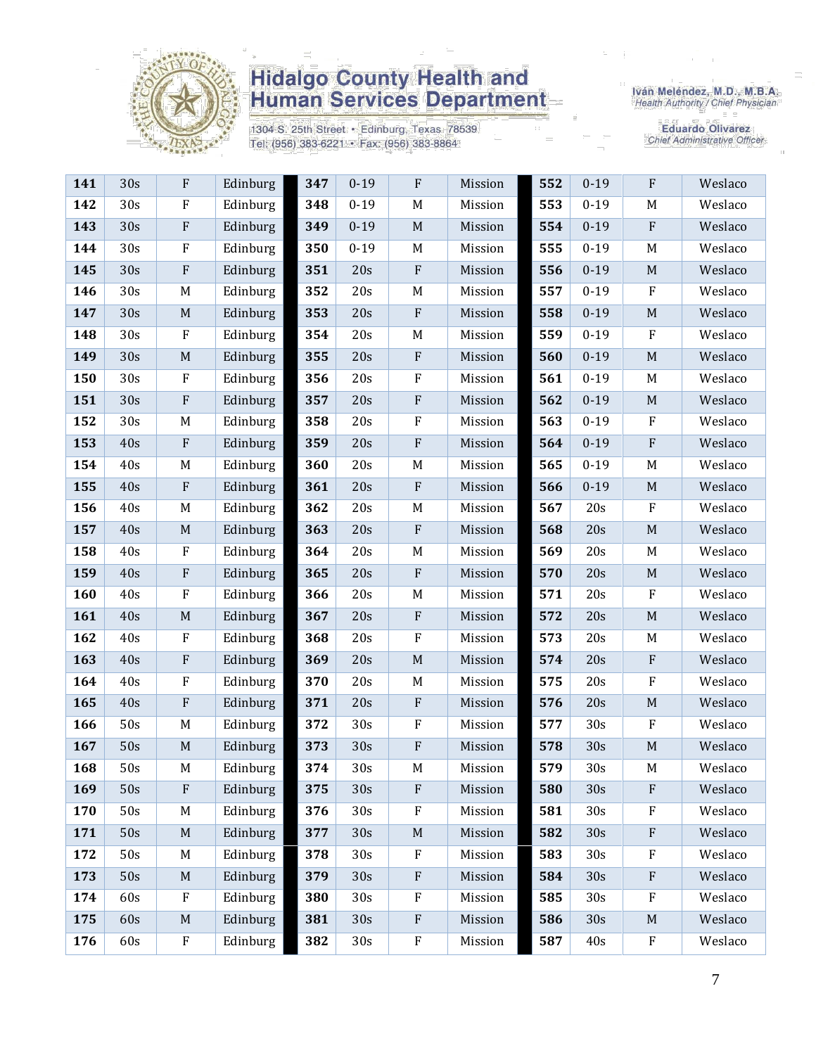| 141 | 30s | F | Edinburg | 347 | 0-19 | F | Mission | 552 | 0-19 | F | Weslaco |
|---|---|---|---|---|---|---|---|---|---|---|---|
| 142 | 30s | F | Edinburg | 348 | 0-19 | M | Mission | 553 | 0-19 | M | Weslaco |
| 143 | 30s | F | Edinburg | 349 | 0-19 | M | Mission | 554 | 0-19 | F | Weslaco |
| 144 | 30s | F | Edinburg | 350 | 0-19 | M | Mission | 555 | 0-19 | M | Weslaco |
| 145 | 30s | F | Edinburg | 351 | 20s | F | Mission | 556 | 0-19 | M | Weslaco |
| 146 | 30s | M | Edinburg | 352 | 20s | M | Mission | 557 | 0-19 | F | Weslaco |
| 147 | 30s | M | Edinburg | 353 | 20s | F | Mission | 558 | 0-19 | M | Weslaco |
| 148 | 30s | F | Edinburg | 354 | 20s | M | Mission | 559 | 0-19 | F | Weslaco |
| 149 | 30s | M | Edinburg | 355 | 20s | F | Mission | 560 | 0-19 | M | Weslaco |
| 150 | 30s | F | Edinburg | 356 | 20s | F | Mission | 561 | 0-19 | M | Weslaco |
| 151 | 30s | F | Edinburg | 357 | 20s | F | Mission | 562 | 0-19 | M | Weslaco |
| 152 | 30s | M | Edinburg | 358 | 20s | F | Mission | 563 | 0-19 | F | Weslaco |
| 153 | 40s | F | Edinburg | 359 | 20s | F | Mission | 564 | 0-19 | F | Weslaco |
| 154 | 40s | M | Edinburg | 360 | 20s | M | Mission | 565 | 0-19 | M | Weslaco |
| 155 | 40s | F | Edinburg | 361 | 20s | F | Mission | 566 | 0-19 | M | Weslaco |
| 156 | 40s | M | Edinburg | 362 | 20s | M | Mission | 567 | 20s | F | Weslaco |
| 157 | 40s | M | Edinburg | 363 | 20s | F | Mission | 568 | 20s | M | Weslaco |
| 158 | 40s | F | Edinburg | 364 | 20s | M | Mission | 569 | 20s | M | Weslaco |
| 159 | 40s | F | Edinburg | 365 | 20s | F | Mission | 570 | 20s | M | Weslaco |
| 160 | 40s | F | Edinburg | 366 | 20s | M | Mission | 571 | 20s | F | Weslaco |
| 161 | 40s | M | Edinburg | 367 | 20s | F | Mission | 572 | 20s | M | Weslaco |
| 162 | 40s | F | Edinburg | 368 | 20s | F | Mission | 573 | 20s | M | Weslaco |
| 163 | 40s | F | Edinburg | 369 | 20s | M | Mission | 574 | 20s | F | Weslaco |
| 164 | 40s | F | Edinburg | 370 | 20s | M | Mission | 575 | 20s | F | Weslaco |
| 165 | 40s | F | Edinburg | 371 | 20s | F | Mission | 576 | 20s | M | Weslaco |
| 166 | 50s | M | Edinburg | 372 | 30s | F | Mission | 577 | 30s | F | Weslaco |
| 167 | 50s | M | Edinburg | 373 | 30s | F | Mission | 578 | 30s | M | Weslaco |
| 168 | 50s | M | Edinburg | 374 | 30s | M | Mission | 579 | 30s | M | Weslaco |
| 169 | 50s | F | Edinburg | 375 | 30s | F | Mission | 580 | 30s | F | Weslaco |
| 170 | 50s | M | Edinburg | 376 | 30s | F | Mission | 581 | 30s | F | Weslaco |
| 171 | 50s | M | Edinburg | 377 | 30s | M | Mission | 582 | 30s | F | Weslaco |
| 172 | 50s | M | Edinburg | 378 | 30s | F | Mission | 583 | 30s | F | Weslaco |
| 173 | 50s | M | Edinburg | 379 | 30s | F | Mission | 584 | 30s | F | Weslaco |
| 174 | 60s | F | Edinburg | 380 | 30s | F | Mission | 585 | 30s | F | Weslaco |
| 175 | 60s | M | Edinburg | 381 | 30s | F | Mission | 586 | 30s | M | Weslaco |
| 176 | 60s | F | Edinburg | 382 | 30s | F | Mission | 587 | 40s | F | Weslaco |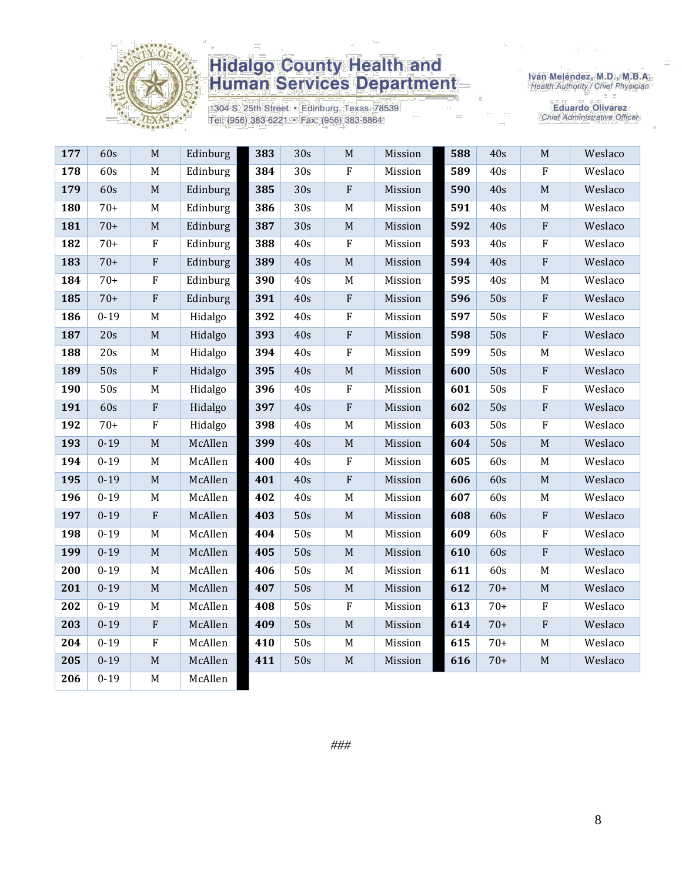| | | | | | | | | | | | |
|---|---|---|---|---|---|---|---|---|---|---|---|
| **177** | 60s | M | Edinburg | **383** | 30s | M | Mission | **588** | 40s | M | Weslaco |
| **178** | 60s | M | Edinburg | **384** | 30s | F | Mission | **589** | 40s | F | Weslaco |
| **179** | 60s | M | Edinburg | **385** | 30s | F | Mission | **590** | 40s | M | Weslaco |
| **180** | 70+ | M | Edinburg | **386** | 30s | M | Mission | **591** | 40s | M | Weslaco |
| **181** | 70+ | M | Edinburg | **387** | 30s | M | Mission | **592** | 40s | F | Weslaco |
| **182** | 70+ | F | Edinburg | **388** | 40s | F | Mission | **593** | 40s | F | Weslaco |
| **183** | 70+ | F | Edinburg | **389** | 40s | M | Mission | **594** | 40s | F | Weslaco |
| **184** | 70+ | F | Edinburg | **390** | 40s | M | Mission | **595** | 40s | M | Weslaco |
| **185** | 70+ | F | Edinburg | **391** | 40s | F | Mission | **596** | 50s | F | Weslaco |
| **186** | 0-19 | M | Hidalgo | **392** | 40s | F | Mission | **597** | 50s | F | Weslaco |
| **187** | 20s | M | Hidalgo | **393** | 40s | F | Mission | **598** | 50s | F | Weslaco |
| **188** | 20s | M | Hidalgo | **394** | 40s | F | Mission | **599** | 50s | M | Weslaco |
| **189** | 50s | F | Hidalgo | **395** | 40s | M | Mission | **600** | 50s | F | Weslaco |
| **190** | 50s | M | Hidalgo | **396** | 40s | F | Mission | **601** | 50s | F | Weslaco |
| **191** | 60s | F | Hidalgo | **397** | 40s | F | Mission | **602** | 50s | F | Weslaco |
| **192** | 70+ | F | Hidalgo | **398** | 40s | M | Mission | **603** | 50s | F | Weslaco |
| **193** | 0-19 | M | McAllen | **399** | 40s | M | Mission | **604** | 50s | M | Weslaco |
| **194** | 0-19 | M | McAllen | **400** | 40s | F | Mission | **605** | 60s | M | Weslaco |
| **195** | 0-19 | M | McAllen | **401** | 40s | F | Mission | **606** | 60s | M | Weslaco |
| **196** | 0-19 | M | McAllen | **402** | 40s | M | Mission | **607** | 60s | M | Weslaco |
| **197** | 0-19 | F | McAllen | **403** | 50s | M | Mission | **608** | 60s | F | Weslaco |
| **198** | 0-19 | M | McAllen | **404** | 50s | M | Mission | **609** | 60s | F | Weslaco |
| **199** | 0-19 | M | McAllen | **405** | 50s | M | Mission | **610** | 60s | F | Weslaco |
| **200** | 0-19 | M | McAllen | **406** | 50s | M | Mission | **611** | 60s | M | Weslaco |
| **201** | 0-19 | M | McAllen | **407** | 50s | M | Mission | **612** | 70+ | M | Weslaco |
| **202** | 0-19 | M | McAllen | **408** | 50s | F | Mission | **613** | 70+ | F | Weslaco |
| **203** | 0-19 | F | McAllen | **409** | 50s | M | Mission | **614** | 70+ | F | Weslaco |
| **204** | 0-19 | F | McAllen | **410** | 50s | M | Mission | **615** | 70+ | M | Weslaco |
| **205** | 0-19 | M | McAllen | **411** | 50s | M | Mission | **616** | 70+ | M | Weslaco |
| **206** | 0-19 | M | McAllen | | | | | | | | |

###